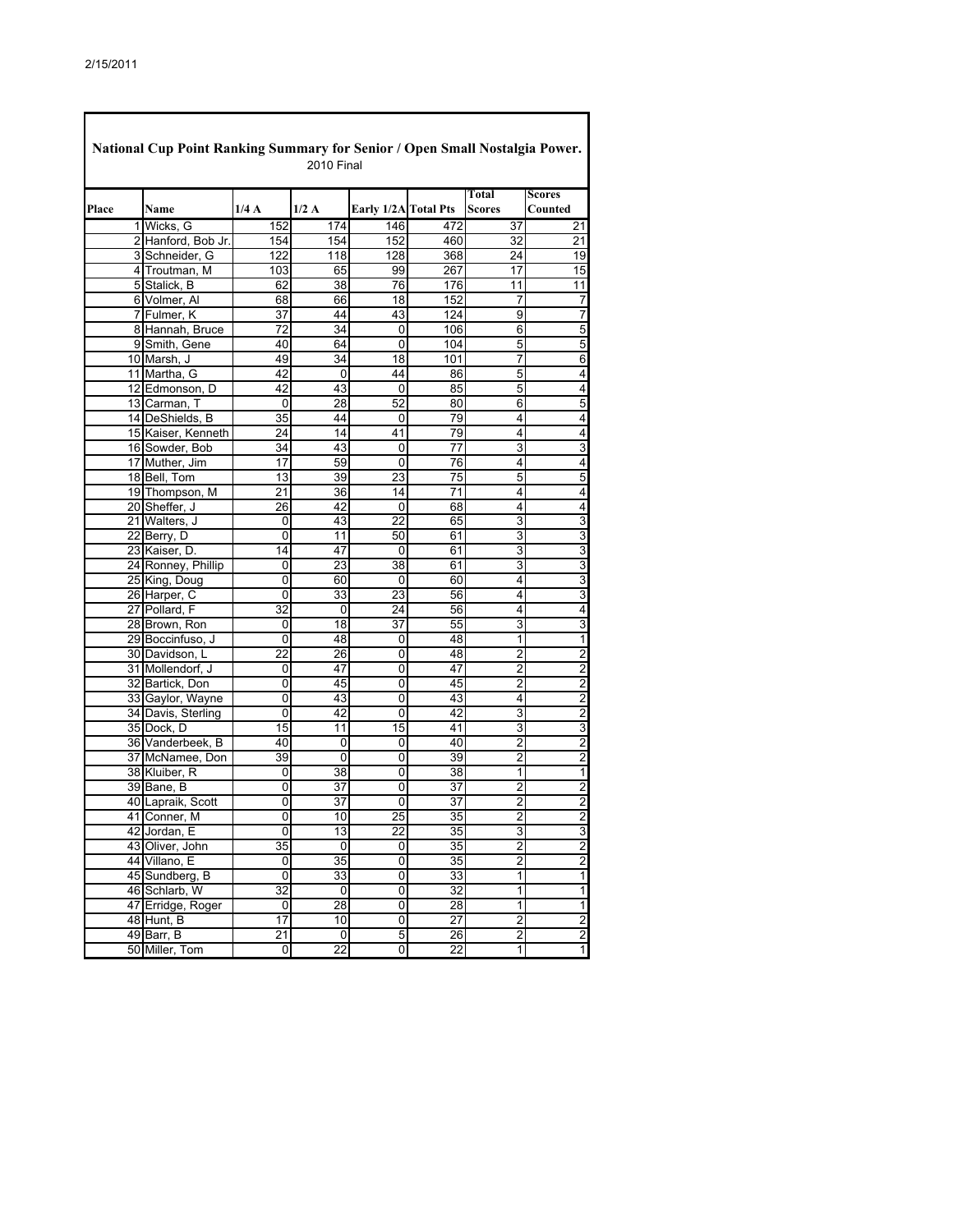2/15/2011

# National Cup Point Ranking Summary for Senior / Open Small Nostalgia Power.

2010 Final

| Place | Name | 1/4 A | 1/2 A | Early 1/2A | Total Pts | Total Scores | Scores Counted |
|---|---|---|---|---|---|---|---|
| 1 | Wicks, G | 152 | 174 | 146 | 472 | 37 | 21 |
| 2 | Hanford, Bob Jr. | 154 | 154 | 152 | 460 | 32 | 21 |
| 3 | Schneider, G | 122 | 118 | 128 | 368 | 24 | 19 |
| 4 | Troutman, M | 103 | 65 | 99 | 267 | 17 | 15 |
| 5 | Stalick, B | 62 | 38 | 76 | 176 | 11 | 11 |
| 6 | Volmer, Al | 68 | 66 | 18 | 152 | 7 | 7 |
| 7 | Fulmer, K | 37 | 44 | 43 | 124 | 9 | 7 |
| 8 | Hannah, Bruce | 72 | 34 | 0 | 106 | 6 | 5 |
| 9 | Smith, Gene | 40 | 64 | 0 | 104 | 5 | 5 |
| 10 | Marsh, J | 49 | 34 | 18 | 101 | 7 | 6 |
| 11 | Martha, G | 42 | 0 | 44 | 86 | 5 | 4 |
| 12 | Edmonson, D | 42 | 43 | 0 | 85 | 5 | 4 |
| 13 | Carman, T | 0 | 28 | 52 | 80 | 6 | 5 |
| 14 | DeShields, B | 35 | 44 | 0 | 79 | 4 | 4 |
| 15 | Kaiser, Kenneth | 24 | 14 | 41 | 79 | 4 | 4 |
| 16 | Sowder, Bob | 34 | 43 | 0 | 77 | 3 | 3 |
| 17 | Muther, Jim | 17 | 59 | 0 | 76 | 4 | 4 |
| 18 | Bell, Tom | 13 | 39 | 23 | 75 | 5 | 5 |
| 19 | Thompson, M | 21 | 36 | 14 | 71 | 4 | 4 |
| 20 | Sheffer, J | 26 | 42 | 0 | 68 | 4 | 4 |
| 21 | Walters, J | 0 | 43 | 22 | 65 | 3 | 3 |
| 22 | Berry, D | 0 | 11 | 50 | 61 | 3 | 3 |
| 23 | Kaiser, D. | 14 | 47 | 0 | 61 | 3 | 3 |
| 24 | Ronney, Phillip | 0 | 23 | 38 | 61 | 3 | 3 |
| 25 | King, Doug | 0 | 60 | 0 | 60 | 4 | 3 |
| 26 | Harper, C | 0 | 33 | 23 | 56 | 4 | 3 |
| 27 | Pollard, F | 32 | 0 | 24 | 56 | 4 | 4 |
| 28 | Brown, Ron | 0 | 18 | 37 | 55 | 3 | 3 |
| 29 | Boccinfuso, J | 0 | 48 | 0 | 48 | 1 | 1 |
| 30 | Davidson, L | 22 | 26 | 0 | 48 | 2 | 2 |
| 31 | Mollendorf, J | 0 | 47 | 0 | 47 | 2 | 2 |
| 32 | Bartick, Don | 0 | 45 | 0 | 45 | 2 | 2 |
| 33 | Gaylor, Wayne | 0 | 43 | 0 | 43 | 4 | 2 |
| 34 | Davis, Sterling | 0 | 42 | 0 | 42 | 3 | 2 |
| 35 | Dock, D | 15 | 11 | 15 | 41 | 3 | 3 |
| 36 | Vanderbeek, B | 40 | 0 | 0 | 40 | 2 | 2 |
| 37 | McNamee, Don | 39 | 0 | 0 | 39 | 2 | 2 |
| 38 | Kluiber, R | 0 | 38 | 0 | 38 | 1 | 1 |
| 39 | Bane, B | 0 | 37 | 0 | 37 | 2 | 2 |
| 40 | Lapraik, Scott | 0 | 37 | 0 | 37 | 2 | 2 |
| 41 | Conner, M | 0 | 10 | 25 | 35 | 2 | 2 |
| 42 | Jordan, E | 0 | 13 | 22 | 35 | 3 | 3 |
| 43 | Oliver, John | 35 | 0 | 0 | 35 | 2 | 2 |
| 44 | Villano, E | 0 | 35 | 0 | 35 | 2 | 2 |
| 45 | Sundberg, B | 0 | 33 | 0 | 33 | 1 | 1 |
| 46 | Schlarb, W | 32 | 0 | 0 | 32 | 1 | 1 |
| 47 | Erridge, Roger | 0 | 28 | 0 | 28 | 1 | 1 |
| 48 | Hunt, B | 17 | 10 | 0 | 27 | 2 | 2 |
| 49 | Barr, B | 21 | 0 | 5 | 26 | 2 | 2 |
| 50 | Miller, Tom | 0 | 22 | 0 | 22 | 1 | 1 |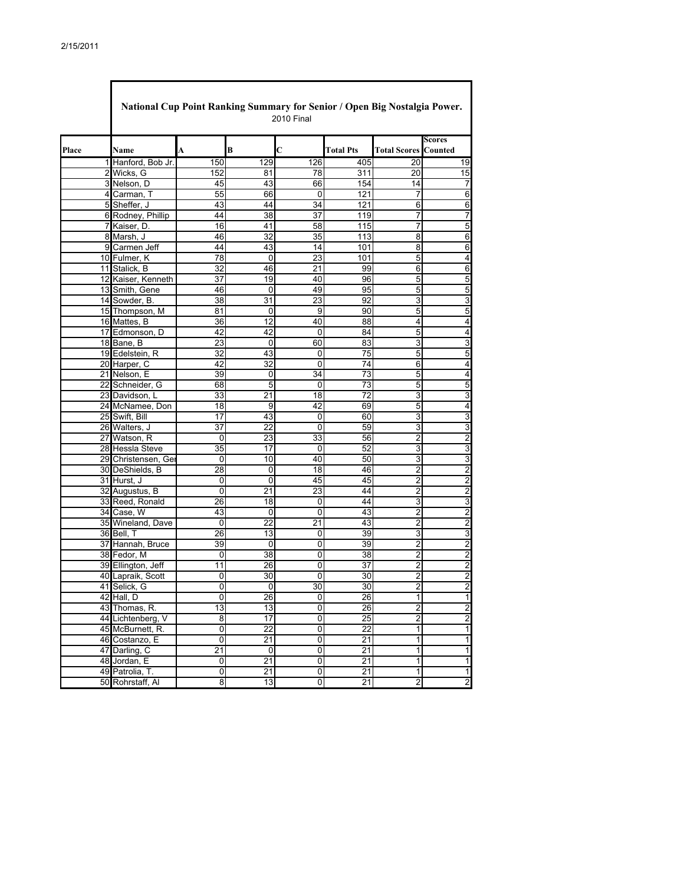2/15/2011

## National Cup Point Ranking Summary for Senior / Open Big Nostalgia Power.

2010 Final

| Place | Name | A | B | C | Total Pts | Total Scores | Scores Counted |
|---|---|---|---|---|---|---|---|
| 1 | Hanford, Bob Jr. | 150 | 129 | 126 | 405 | 20 | 19 |
| 2 | Wicks, G | 152 | 81 | 78 | 311 | 20 | 15 |
| 3 | Nelson, D | 45 | 43 | 66 | 154 | 14 | 7 |
| 4 | Carman, T | 55 | 66 | 0 | 121 | 7 | 6 |
| 5 | Sheffer, J | 43 | 44 | 34 | 121 | 6 | 6 |
| 6 | Rodney, Phillip | 44 | 38 | 37 | 119 | 7 | 7 |
| 7 | Kaiser, D. | 16 | 41 | 58 | 115 | 7 | 5 |
| 8 | Marsh, J | 46 | 32 | 35 | 113 | 8 | 6 |
| 9 | Carmen Jeff | 44 | 43 | 14 | 101 | 8 | 6 |
| 10 | Fulmer, K | 78 | 0 | 23 | 101 | 5 | 4 |
| 11 | Stalick, B | 32 | 46 | 21 | 99 | 6 | 6 |
| 12 | Kaiser, Kenneth | 37 | 19 | 40 | 96 | 5 | 5 |
| 13 | Smith, Gene | 46 | 0 | 49 | 95 | 5 | 5 |
| 14 | Sowder, B. | 38 | 31 | 23 | 92 | 3 | 3 |
| 15 | Thompson, M | 81 | 0 | 9 | 90 | 5 | 5 |
| 16 | Mattes, B | 36 | 12 | 40 | 88 | 4 | 4 |
| 17 | Edmonson, D | 42 | 42 | 0 | 84 | 5 | 4 |
| 18 | Bane, B | 23 | 0 | 60 | 83 | 3 | 3 |
| 19 | Edelstein, R | 32 | 43 | 0 | 75 | 5 | 5 |
| 20 | Harper, C | 42 | 32 | 0 | 74 | 6 | 4 |
| 21 | Nelson, E | 39 | 0 | 34 | 73 | 5 | 4 |
| 22 | Schneider, G | 68 | 5 | 0 | 73 | 5 | 5 |
| 23 | Davidson, L | 33 | 21 | 18 | 72 | 3 | 3 |
| 24 | McNamee, Don | 18 | 9 | 42 | 69 | 5 | 4 |
| 25 | Swift, Bill | 17 | 43 | 0 | 60 | 3 | 3 |
| 26 | Walters, J | 37 | 22 | 0 | 59 | 3 | 3 |
| 27 | Watson, R | 0 | 23 | 33 | 56 | 2 | 2 |
| 28 | Hessla Steve | 35 | 17 | 0 | 52 | 3 | 3 |
| 29 | Christensen, Ger | 0 | 10 | 40 | 50 | 3 | 3 |
| 30 | DeShields, B | 28 | 0 | 18 | 46 | 2 | 2 |
| 31 | Hurst, J | 0 | 0 | 45 | 45 | 2 | 2 |
| 32 | Augustus, B | 0 | 21 | 23 | 44 | 2 | 2 |
| 33 | Reed, Ronald | 26 | 18 | 0 | 44 | 3 | 3 |
| 34 | Case, W | 43 | 0 | 0 | 43 | 2 | 2 |
| 35 | Wineland, Dave | 0 | 22 | 21 | 43 | 2 | 2 |
| 36 | Bell, T | 26 | 13 | 0 | 39 | 3 | 3 |
| 37 | Hannah, Bruce | 39 | 0 | 0 | 39 | 2 | 2 |
| 38 | Fedor, M | 0 | 38 | 0 | 38 | 2 | 2 |
| 39 | Ellington, Jeff | 11 | 26 | 0 | 37 | 2 | 2 |
| 40 | Lapraik, Scott | 0 | 30 | 0 | 30 | 2 | 2 |
| 41 | Selick, G | 0 | 0 | 30 | 30 | 2 | 2 |
| 42 | Hall, D | 0 | 26 | 0 | 26 | 1 | 1 |
| 43 | Thomas, R. | 13 | 13 | 0 | 26 | 2 | 2 |
| 44 | Lichtenberg, V | 8 | 17 | 0 | 25 | 2 | 2 |
| 45 | McBurnett, R. | 0 | 22 | 0 | 22 | 1 | 1 |
| 46 | Costanzo, E | 0 | 21 | 0 | 21 | 1 | 1 |
| 47 | Darling, C | 21 | 0 | 0 | 21 | 1 | 1 |
| 48 | Jordan, E | 0 | 21 | 0 | 21 | 1 | 1 |
| 49 | Patrolia, T. | 0 | 21 | 0 | 21 | 1 | 1 |
| 50 | Rohrstaff, Al | 8 | 13 | 0 | 21 | 2 | 2 |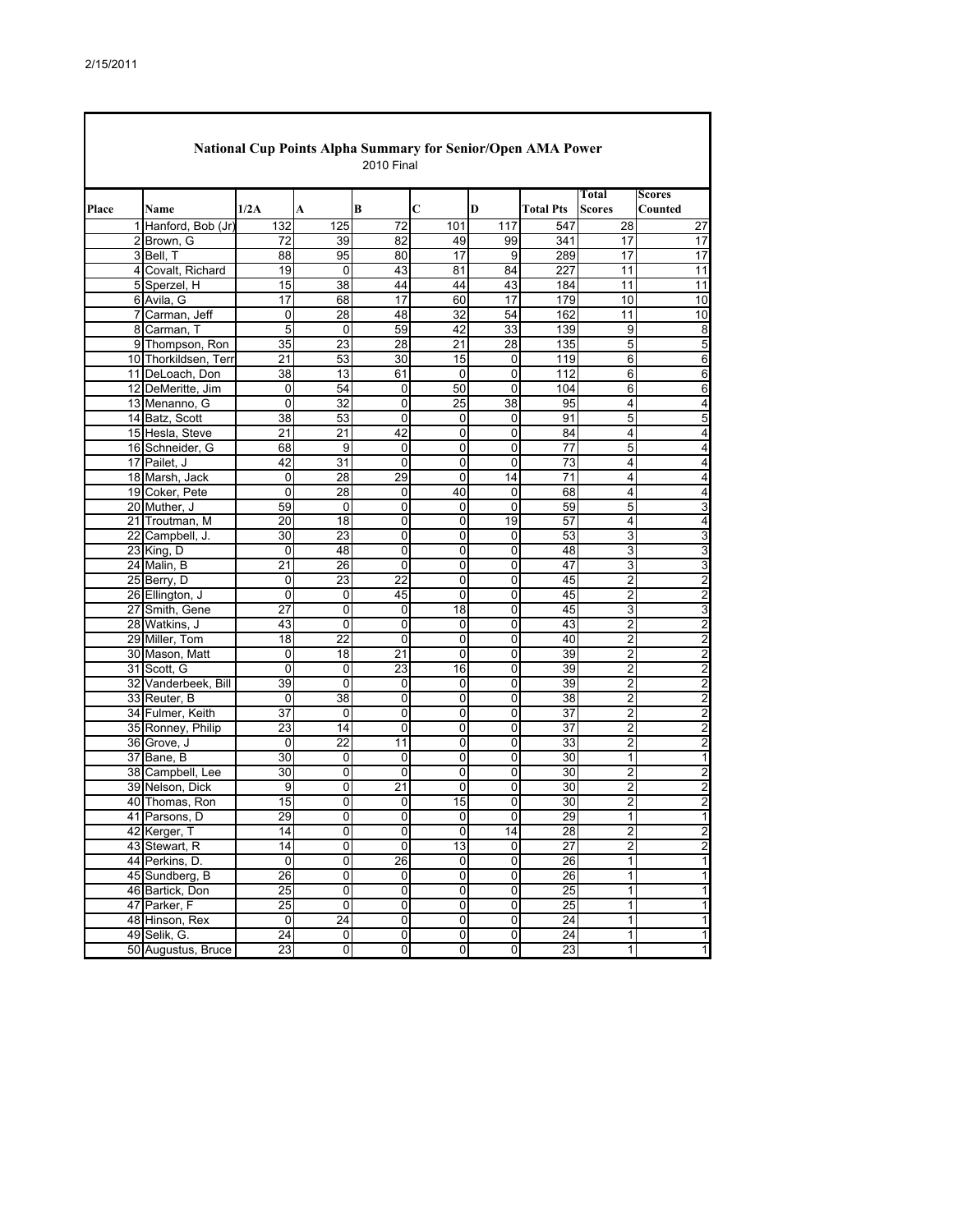2/15/2011

## National Cup Points Alpha Summary for Senior/Open AMA Power

2010 Final

| Place | Name | 1/2A | A | B | C | D | Total Pts | Total Scores | Scores Counted |
|---|---|---|---|---|---|---|---|---|---|
| 1 | Hanford, Bob (Jr) | 132 | 125 | 72 | 101 | 117 | 547 | 28 | 27 |
| 2 | Brown, G | 72 | 39 | 82 | 49 | 99 | 341 | 17 | 17 |
| 3 | Bell, T | 88 | 95 | 80 | 17 | 9 | 289 | 17 | 17 |
| 4 | Covalt, Richard | 19 | 0 | 43 | 81 | 84 | 227 | 11 | 11 |
| 5 | Sperzel, H | 15 | 38 | 44 | 44 | 43 | 184 | 11 | 11 |
| 6 | Avila, G | 17 | 68 | 17 | 60 | 17 | 179 | 10 | 10 |
| 7 | Carman, Jeff | 0 | 28 | 48 | 32 | 54 | 162 | 11 | 10 |
| 8 | Carman, T | 5 | 0 | 59 | 42 | 33 | 139 | 9 | 8 |
| 9 | Thompson, Ron | 35 | 23 | 28 | 21 | 28 | 135 | 5 | 5 |
| 10 | Thorkildsen, Terr | 21 | 53 | 30 | 15 | 0 | 119 | 6 | 6 |
| 11 | DeLoach, Don | 38 | 13 | 61 | 0 | 0 | 112 | 6 | 6 |
| 12 | DeMeritte, Jim | 0 | 54 | 0 | 50 | 0 | 104 | 6 | 6 |
| 13 | Menanno, G | 0 | 32 | 0 | 25 | 38 | 95 | 4 | 4 |
| 14 | Batz, Scott | 38 | 53 | 0 | 0 | 0 | 91 | 5 | 5 |
| 15 | Hesla, Steve | 21 | 21 | 42 | 0 | 0 | 84 | 4 | 4 |
| 16 | Schneider, G | 68 | 9 | 0 | 0 | 0 | 77 | 5 | 4 |
| 17 | Pailet, J | 42 | 31 | 0 | 0 | 0 | 73 | 4 | 4 |
| 18 | Marsh, Jack | 0 | 28 | 29 | 0 | 14 | 71 | 4 | 4 |
| 19 | Coker, Pete | 0 | 28 | 0 | 40 | 0 | 68 | 4 | 4 |
| 20 | Muther, J | 59 | 0 | 0 | 0 | 0 | 59 | 5 | 3 |
| 21 | Troutman, M | 20 | 18 | 0 | 0 | 19 | 57 | 4 | 4 |
| 22 | Campbell, J. | 30 | 23 | 0 | 0 | 0 | 53 | 3 | 3 |
| 23 | King, D | 0 | 48 | 0 | 0 | 0 | 48 | 3 | 3 |
| 24 | Malin, B | 21 | 26 | 0 | 0 | 0 | 47 | 3 | 3 |
| 25 | Berry, D | 0 | 23 | 22 | 0 | 0 | 45 | 2 | 2 |
| 26 | Ellington, J | 0 | 0 | 45 | 0 | 0 | 45 | 2 | 2 |
| 27 | Smith, Gene | 27 | 0 | 0 | 18 | 0 | 45 | 3 | 3 |
| 28 | Watkins, J | 43 | 0 | 0 | 0 | 0 | 43 | 2 | 2 |
| 29 | Miller, Tom | 18 | 22 | 0 | 0 | 0 | 40 | 2 | 2 |
| 30 | Mason, Matt | 0 | 18 | 21 | 0 | 0 | 39 | 2 | 2 |
| 31 | Scott, G | 0 | 0 | 23 | 16 | 0 | 39 | 2 | 2 |
| 32 | Vanderbeek, Bill | 39 | 0 | 0 | 0 | 0 | 39 | 2 | 2 |
| 33 | Reuter, B | 0 | 38 | 0 | 0 | 0 | 38 | 2 | 2 |
| 34 | Fulmer, Keith | 37 | 0 | 0 | 0 | 0 | 37 | 2 | 2 |
| 35 | Ronney, Philip | 23 | 14 | 0 | 0 | 0 | 37 | 2 | 2 |
| 36 | Grove, J | 0 | 22 | 11 | 0 | 0 | 33 | 2 | 2 |
| 37 | Bane, B | 30 | 0 | 0 | 0 | 0 | 30 | 1 | 1 |
| 38 | Campbell, Lee | 30 | 0 | 0 | 0 | 0 | 30 | 2 | 2 |
| 39 | Nelson, Dick | 9 | 0 | 21 | 0 | 0 | 30 | 2 | 2 |
| 40 | Thomas, Ron | 15 | 0 | 0 | 15 | 0 | 30 | 2 | 2 |
| 41 | Parsons, D | 29 | 0 | 0 | 0 | 0 | 29 | 1 | 1 |
| 42 | Kerger, T | 14 | 0 | 0 | 0 | 14 | 28 | 2 | 2 |
| 43 | Stewart, R | 14 | 0 | 0 | 13 | 0 | 27 | 2 | 2 |
| 44 | Perkins, D. | 0 | 0 | 26 | 0 | 0 | 26 | 1 | 1 |
| 45 | Sundberg, B | 26 | 0 | 0 | 0 | 0 | 26 | 1 | 1 |
| 46 | Bartick, Don | 25 | 0 | 0 | 0 | 0 | 25 | 1 | 1 |
| 47 | Parker, F | 25 | 0 | 0 | 0 | 0 | 25 | 1 | 1 |
| 48 | Hinson, Rex | 0 | 24 | 0 | 0 | 0 | 24 | 1 | 1 |
| 49 | Selik, G. | 24 | 0 | 0 | 0 | 0 | 24 | 1 | 1 |
| 50 | Augustus, Bruce | 23 | 0 | 0 | 0 | 0 | 23 | 1 | 1 |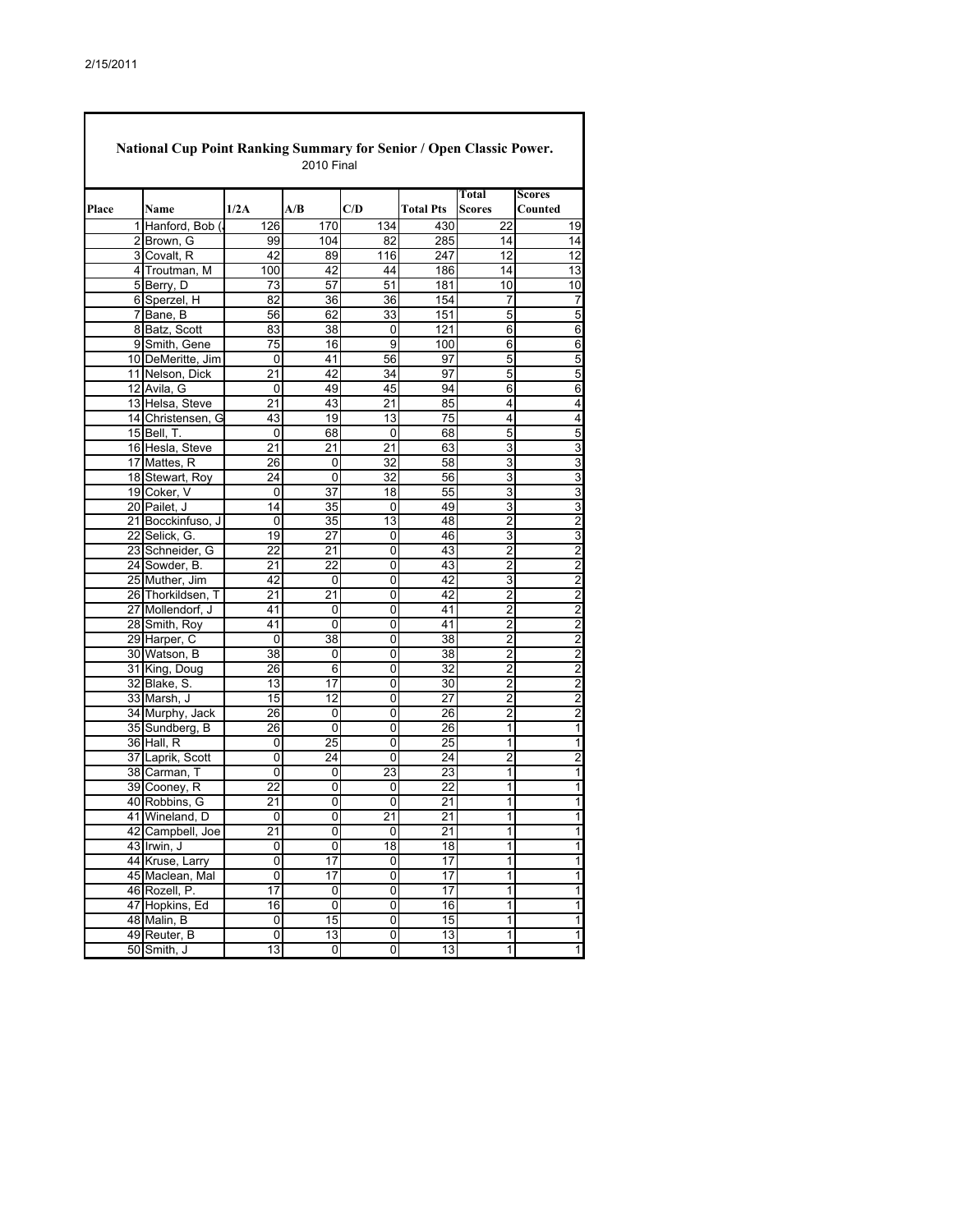2/15/2011

## National Cup Point Ranking Summary for Senior / Open Classic Power.

2010 Final

| Place | Name | 1/2A | A/B | C/D | Total Pts | Total Scores | Scores Counted |
|---|---|---|---|---|---|---|---|
| 1 | Hanford, Bob ( | 126 | 170 | 134 | 430 | 22 | 19 |
| 2 | Brown, G | 99 | 104 | 82 | 285 | 14 | 14 |
| 3 | Covalt, R | 42 | 89 | 116 | 247 | 12 | 12 |
| 4 | Troutman, M | 100 | 42 | 44 | 186 | 14 | 13 |
| 5 | Berry, D | 73 | 57 | 51 | 181 | 10 | 10 |
| 6 | Sperzel, H | 82 | 36 | 36 | 154 | 7 | 7 |
| 7 | Bane, B | 56 | 62 | 33 | 151 | 5 | 5 |
| 8 | Batz, Scott | 83 | 38 | 0 | 121 | 6 | 6 |
| 9 | Smith, Gene | 75 | 16 | 9 | 100 | 6 | 6 |
| 10 | DeMeritte, Jim | 0 | 41 | 56 | 97 | 5 | 5 |
| 11 | Nelson, Dick | 21 | 42 | 34 | 97 | 5 | 5 |
| 12 | Avila, G | 0 | 49 | 45 | 94 | 6 | 6 |
| 13 | Helsa, Steve | 21 | 43 | 21 | 85 | 4 | 4 |
| 14 | Christensen, G | 43 | 19 | 13 | 75 | 4 | 4 |
| 15 | Bell, T. | 0 | 68 | 0 | 68 | 5 | 5 |
| 16 | Hesla, Steve | 21 | 21 | 21 | 63 | 3 | 3 |
| 17 | Mattes, R | 26 | 0 | 32 | 58 | 3 | 3 |
| 18 | Stewart, Roy | 24 | 0 | 32 | 56 | 3 | 3 |
| 19 | Coker, V | 0 | 37 | 18 | 55 | 3 | 3 |
| 20 | Pailet, J | 14 | 35 | 0 | 49 | 3 | 3 |
| 21 | Bocckinfuso, J | 0 | 35 | 13 | 48 | 2 | 2 |
| 22 | Selick, G. | 19 | 27 | 0 | 46 | 3 | 3 |
| 23 | Schneider, G | 22 | 21 | 0 | 43 | 2 | 2 |
| 24 | Sowder, B. | 21 | 22 | 0 | 43 | 2 | 2 |
| 25 | Muther, Jim | 42 | 0 | 0 | 42 | 3 | 2 |
| 26 | Thorkildsen, T | 21 | 21 | 0 | 42 | 2 | 2 |
| 27 | Mollendorf, J | 41 | 0 | 0 | 41 | 2 | 2 |
| 28 | Smith, Roy | 41 | 0 | 0 | 41 | 2 | 2 |
| 29 | Harper, C | 0 | 38 | 0 | 38 | 2 | 2 |
| 30 | Watson, B | 38 | 0 | 0 | 38 | 2 | 2 |
| 31 | King, Doug | 26 | 6 | 0 | 32 | 2 | 2 |
| 32 | Blake, S. | 13 | 17 | 0 | 30 | 2 | 2 |
| 33 | Marsh, J | 15 | 12 | 0 | 27 | 2 | 2 |
| 34 | Murphy, Jack | 26 | 0 | 0 | 26 | 2 | 2 |
| 35 | Sundberg, B | 26 | 0 | 0 | 26 | 1 | 1 |
| 36 | Hall, R | 0 | 25 | 0 | 25 | 1 | 1 |
| 37 | Laprik, Scott | 0 | 24 | 0 | 24 | 2 | 2 |
| 38 | Carman, T | 0 | 0 | 23 | 23 | 1 | 1 |
| 39 | Cooney, R | 22 | 0 | 0 | 22 | 1 | 1 |
| 40 | Robbins, G | 21 | 0 | 0 | 21 | 1 | 1 |
| 41 | Wineland, D | 0 | 0 | 21 | 21 | 1 | 1 |
| 42 | Campbell, Joe | 21 | 0 | 0 | 21 | 1 | 1 |
| 43 | Irwin, J | 0 | 0 | 18 | 18 | 1 | 1 |
| 44 | Kruse, Larry | 0 | 17 | 0 | 17 | 1 | 1 |
| 45 | Maclean, Mal | 0 | 17 | 0 | 17 | 1 | 1 |
| 46 | Rozell, P. | 17 | 0 | 0 | 17 | 1 | 1 |
| 47 | Hopkins, Ed | 16 | 0 | 0 | 16 | 1 | 1 |
| 48 | Malin, B | 0 | 15 | 0 | 15 | 1 | 1 |
| 49 | Reuter, B | 0 | 13 | 0 | 13 | 1 | 1 |
| 50 | Smith, J | 13 | 0 | 0 | 13 | 1 | 1 |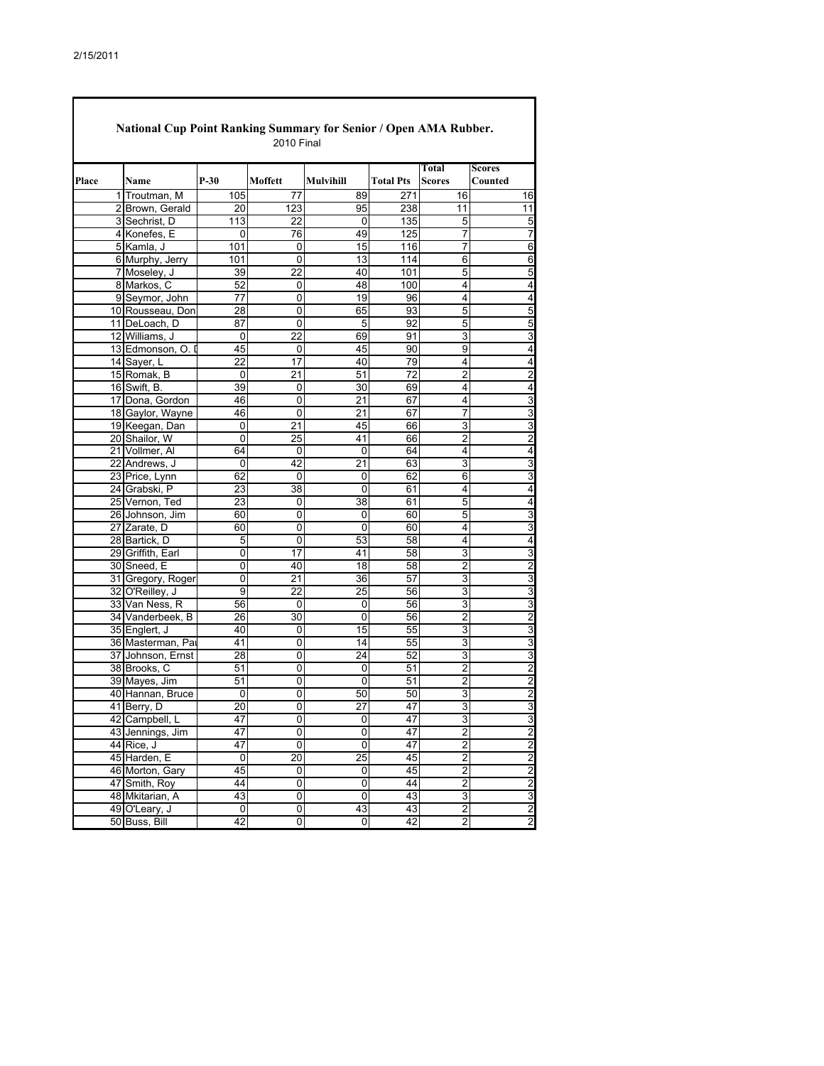2/15/2011

## National Cup Point Ranking Summary for Senior / Open AMA Rubber.

2010 Final

| Place | Name | P-30 | Moffett | Mulvihill | Total Pts | Total Scores | Scores Counted |
|---|---|---|---|---|---|---|---|
| 1 | Troutman, M | 105 | 77 | 89 | 271 | 16 | 16 |
| 2 | Brown, Gerald | 20 | 123 | 95 | 238 | 11 | 11 |
| 3 | Sechrist, D | 113 | 22 | 0 | 135 | 5 | 5 |
| 4 | Konefes, E | 0 | 76 | 49 | 125 | 7 | 7 |
| 5 | Kamla, J | 101 | 0 | 15 | 116 | 7 | 6 |
| 6 | Murphy, Jerry | 101 | 0 | 13 | 114 | 6 | 6 |
| 7 | Moseley, J | 39 | 22 | 40 | 101 | 5 | 5 |
| 8 | Markos, C | 52 | 0 | 48 | 100 | 4 | 4 |
| 9 | Seymor, John | 77 | 0 | 19 | 96 | 4 | 4 |
| 10 | Rousseau, Don | 28 | 0 | 65 | 93 | 5 | 5 |
| 11 | DeLoach, D | 87 | 0 | 5 | 92 | 5 | 5 |
| 12 | Williams, J | 0 | 22 | 69 | 91 | 3 | 3 |
| 13 | Edmonson, O. D | 45 | 0 | 45 | 90 | 9 | 4 |
| 14 | Sayer, L | 22 | 17 | 40 | 79 | 4 | 4 |
| 15 | Romak, B | 0 | 21 | 51 | 72 | 2 | 2 |
| 16 | Swift, B. | 39 | 0 | 30 | 69 | 4 | 4 |
| 17 | Dona, Gordon | 46 | 0 | 21 | 67 | 4 | 3 |
| 18 | Gaylor, Wayne | 46 | 0 | 21 | 67 | 7 | 3 |
| 19 | Keegan, Dan | 0 | 21 | 45 | 66 | 3 | 3 |
| 20 | Shailor, W | 0 | 25 | 41 | 66 | 2 | 2 |
| 21 | Vollmer, Al | 64 | 0 | 0 | 64 | 4 | 4 |
| 22 | Andrews, J | 0 | 42 | 21 | 63 | 3 | 3 |
| 23 | Price, Lynn | 62 | 0 | 0 | 62 | 6 | 3 |
| 24 | Grabski, P | 23 | 38 | 0 | 61 | 4 | 4 |
| 25 | Vernon, Ted | 23 | 0 | 38 | 61 | 5 | 4 |
| 26 | Johnson, Jim | 60 | 0 | 0 | 60 | 5 | 3 |
| 27 | Zarate, D | 60 | 0 | 0 | 60 | 4 | 3 |
| 28 | Bartick, D | 5 | 0 | 53 | 58 | 4 | 4 |
| 29 | Griffith, Earl | 0 | 17 | 41 | 58 | 3 | 3 |
| 30 | Sneed, E | 0 | 40 | 18 | 58 | 2 | 2 |
| 31 | Gregory, Roger | 0 | 21 | 36 | 57 | 3 | 3 |
| 32 | O'Reilley, J | 9 | 22 | 25 | 56 | 3 | 3 |
| 33 | Van Ness, R | 56 | 0 | 0 | 56 | 3 | 3 |
| 34 | Vanderbeek, B | 26 | 30 | 0 | 56 | 2 | 2 |
| 35 | Englert, J | 40 | 0 | 15 | 55 | 3 | 3 |
| 36 | Masterman, Pau | 41 | 0 | 14 | 55 | 3 | 3 |
| 37 | Johnson, Ernst | 28 | 0 | 24 | 52 | 3 | 3 |
| 38 | Brooks, C | 51 | 0 | 0 | 51 | 2 | 2 |
| 39 | Mayes, Jim | 51 | 0 | 0 | 51 | 2 | 2 |
| 40 | Hannan, Bruce | 0 | 0 | 50 | 50 | 3 | 2 |
| 41 | Berry, D | 20 | 0 | 27 | 47 | 3 | 3 |
| 42 | Campbell, L | 47 | 0 | 0 | 47 | 3 | 3 |
| 43 | Jennings, Jim | 47 | 0 | 0 | 47 | 2 | 2 |
| 44 | Rice, J | 47 | 0 | 0 | 47 | 2 | 2 |
| 45 | Harden, E | 0 | 20 | 25 | 45 | 2 | 2 |
| 46 | Morton, Gary | 45 | 0 | 0 | 45 | 2 | 2 |
| 47 | Smith, Roy | 44 | 0 | 0 | 44 | 2 | 2 |
| 48 | Mkitarian, A | 43 | 0 | 0 | 43 | 3 | 3 |
| 49 | O'Leary, J | 0 | 0 | 43 | 43 | 2 | 2 |
| 50 | Buss, Bill | 42 | 0 | 0 | 42 | 2 | 2 |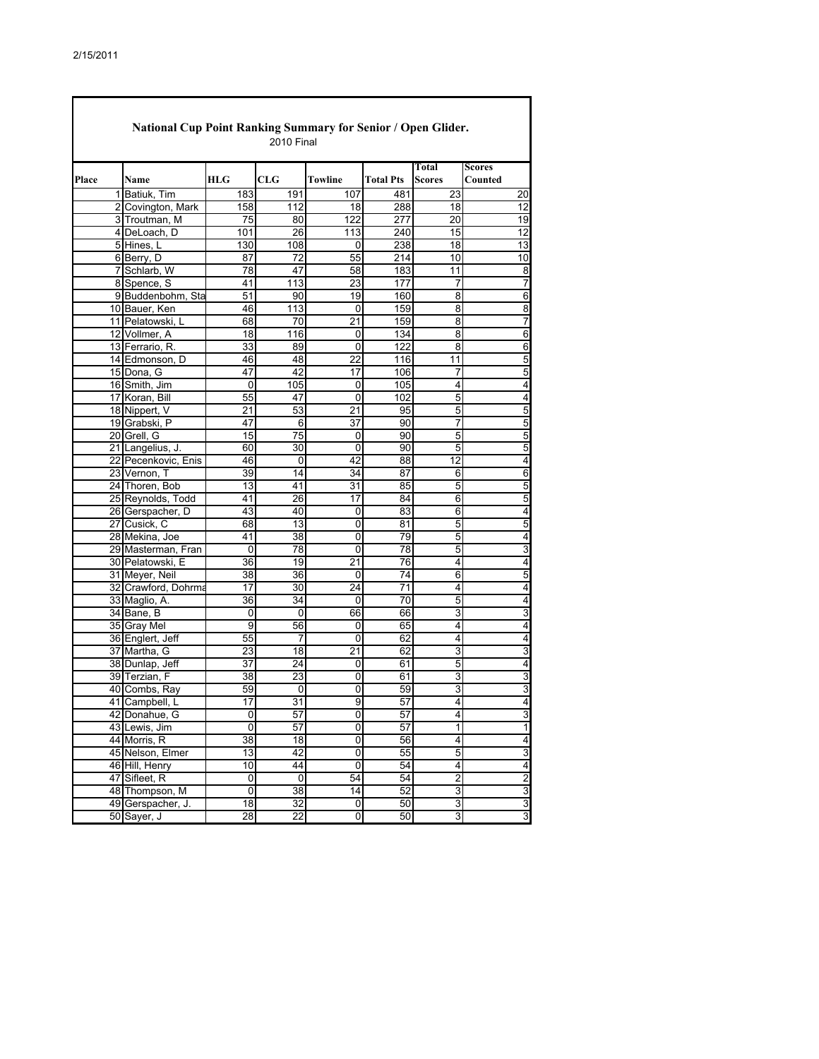2/15/2011

## National Cup Point Ranking Summary for Senior / Open Glider.

2010 Final

| Place | Name | HLG | CLG | Towline | Total Pts | Total Scores | Scores Counted |
|---|---|---|---|---|---|---|---|
| 1 | Batiuk, Tim | 183 | 191 | 107 | 481 | 23 | 20 |
| 2 | Covington, Mark | 158 | 112 | 18 | 288 | 18 | 12 |
| 3 | Troutman, M | 75 | 80 | 122 | 277 | 20 | 19 |
| 4 | DeLoach, D | 101 | 26 | 113 | 240 | 15 | 12 |
| 5 | Hines, L | 130 | 108 | 0 | 238 | 18 | 13 |
| 6 | Berry, D | 87 | 72 | 55 | 214 | 10 | 10 |
| 7 | Schlarb, W | 78 | 47 | 58 | 183 | 11 | 8 |
| 8 | Spence, S | 41 | 113 | 23 | 177 | 7 | 7 |
| 9 | Buddenbohm, Sta | 51 | 90 | 19 | 160 | 8 | 6 |
| 10 | Bauer, Ken | 46 | 113 | 0 | 159 | 8 | 8 |
| 11 | Pelatowski, L | 68 | 70 | 21 | 159 | 8 | 7 |
| 12 | Vollmer, A | 18 | 116 | 0 | 134 | 8 | 6 |
| 13 | Ferrario, R. | 33 | 89 | 0 | 122 | 8 | 6 |
| 14 | Edmonson, D | 46 | 48 | 22 | 116 | 11 | 5 |
| 15 | Dona, G | 47 | 42 | 17 | 106 | 7 | 5 |
| 16 | Smith, Jim | 0 | 105 | 0 | 105 | 4 | 4 |
| 17 | Koran, Bill | 55 | 47 | 0 | 102 | 5 | 4 |
| 18 | Nippert, V | 21 | 53 | 21 | 95 | 5 | 5 |
| 19 | Grabski, P | 47 | 6 | 37 | 90 | 7 | 5 |
| 20 | Grell, G | 15 | 75 | 0 | 90 | 5 | 5 |
| 21 | Langelius, J. | 60 | 30 | 0 | 90 | 5 | 5 |
| 22 | Pecenkovic, Enis | 46 | 0 | 42 | 88 | 12 | 4 |
| 23 | Vernon, T | 39 | 14 | 34 | 87 | 6 | 6 |
| 24 | Thoren, Bob | 13 | 41 | 31 | 85 | 5 | 5 |
| 25 | Reynolds, Todd | 41 | 26 | 17 | 84 | 6 | 5 |
| 26 | Gerspacher, D | 43 | 40 | 0 | 83 | 6 | 4 |
| 27 | Cusick, C | 68 | 13 | 0 | 81 | 5 | 5 |
| 28 | Mekina, Joe | 41 | 38 | 0 | 79 | 5 | 4 |
| 29 | Masterman, Fran | 0 | 78 | 0 | 78 | 5 | 3 |
| 30 | Pelatowski, E | 36 | 19 | 21 | 76 | 4 | 4 |
| 31 | Meyer, Neil | 38 | 36 | 0 | 74 | 6 | 5 |
| 32 | Crawford, Dohrma | 17 | 30 | 24 | 71 | 4 | 4 |
| 33 | Maglio, A. | 36 | 34 | 0 | 70 | 5 | 4 |
| 34 | Bane, B | 0 | 0 | 66 | 66 | 3 | 3 |
| 35 | Gray Mel | 9 | 56 | 0 | 65 | 4 | 4 |
| 36 | Englert, Jeff | 55 | 7 | 0 | 62 | 4 | 4 |
| 37 | Martha, G | 23 | 18 | 21 | 62 | 3 | 3 |
| 38 | Dunlap, Jeff | 37 | 24 | 0 | 61 | 5 | 4 |
| 39 | Terzian, F | 38 | 23 | 0 | 61 | 3 | 3 |
| 40 | Combs, Ray | 59 | 0 | 0 | 59 | 3 | 3 |
| 41 | Campbell, L | 17 | 31 | 9 | 57 | 4 | 4 |
| 42 | Donahue, G | 0 | 57 | 0 | 57 | 4 | 3 |
| 43 | Lewis, Jim | 0 | 57 | 0 | 57 | 1 | 1 |
| 44 | Morris, R | 38 | 18 | 0 | 56 | 4 | 4 |
| 45 | Nelson, Elmer | 13 | 42 | 0 | 55 | 5 | 3 |
| 46 | Hill, Henry | 10 | 44 | 0 | 54 | 4 | 4 |
| 47 | Sifleet, R | 0 | 0 | 54 | 54 | 2 | 2 |
| 48 | Thompson, M | 0 | 38 | 14 | 52 | 3 | 3 |
| 49 | Gerspacher, J. | 18 | 32 | 0 | 50 | 3 | 3 |
| 50 | Sayer, J | 28 | 22 | 0 | 50 | 3 | 3 |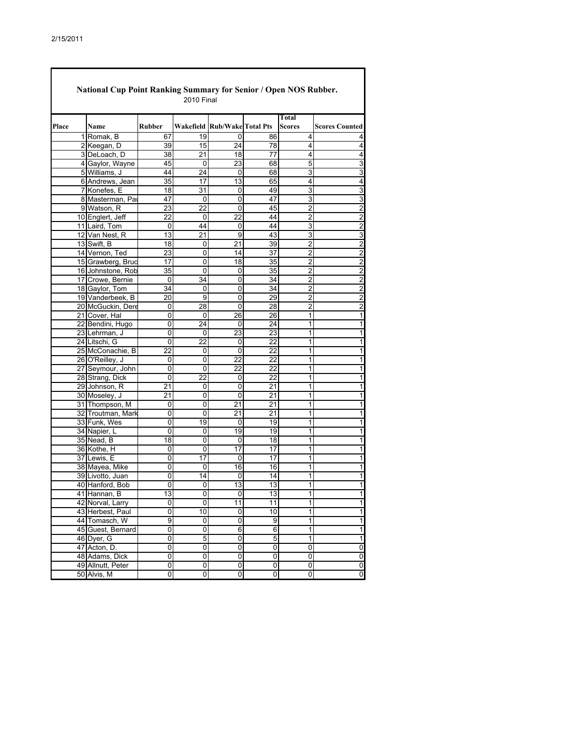2/15/2011

## National Cup Point Ranking Summary for Senior / Open NOS Rubber.

2010 Final

| Place | Name | Rubber | Wakefield | Rub/Wake | Total Pts | Total Scores | Scores Counted |
|---|---|---|---|---|---|---|---|
| 1 | Romak, B | 67 | 19 | 0 | 86 | 4 | 4 |
| 2 | Keegan, D | 39 | 15 | 24 | 78 | 4 | 4 |
| 3 | DeLoach, D | 38 | 21 | 18 | 77 | 4 | 4 |
| 4 | Gaylor, Wayne | 45 | 0 | 23 | 68 | 5 | 3 |
| 5 | Williams, J | 44 | 24 | 0 | 68 | 3 | 3 |
| 6 | Andrews, Jean | 35 | 17 | 13 | 65 | 4 | 4 |
| 7 | Konefes, E | 18 | 31 | 0 | 49 | 3 | 3 |
| 8 | Masterman, Pau | 47 | 0 | 0 | 47 | 3 | 3 |
| 9 | Watson, R | 23 | 22 | 0 | 45 | 2 | 2 |
| 10 | Englert, Jeff | 22 | 0 | 22 | 44 | 2 | 2 |
| 11 | Laird, Tom | 0 | 44 | 0 | 44 | 3 | 2 |
| 12 | Van Nest, R | 13 | 21 | 9 | 43 | 3 | 3 |
| 13 | Swift, B | 18 | 0 | 21 | 39 | 2 | 2 |
| 14 | Vernon, Ted | 23 | 0 | 14 | 37 | 2 | 2 |
| 15 | Grawberg, Bruc | 17 | 0 | 18 | 35 | 2 | 2 |
| 16 | Johnstone, Rob | 35 | 0 | 0 | 35 | 2 | 2 |
| 17 | Crowe, Bernie | 0 | 34 | 0 | 34 | 2 | 2 |
| 18 | Gaylor, Tom | 34 | 0 | 0 | 34 | 2 | 2 |
| 19 | Vanderbeek, B | 20 | 9 | 0 | 29 | 2 | 2 |
| 20 | McGuckin, Dere | 0 | 28 | 0 | 28 | 2 | 2 |
| 21 | Cover, Hal | 0 | 0 | 26 | 26 | 1 | 1 |
| 22 | Bendini, Hugo | 0 | 24 | 0 | 24 | 1 | 1 |
| 23 | Lehrman, J | 0 | 0 | 23 | 23 | 1 | 1 |
| 24 | Litschi, G | 0 | 22 | 0 | 22 | 1 | 1 |
| 25 | McConachie, B | 22 | 0 | 0 | 22 | 1 | 1 |
| 26 | O'Reilley, J | 0 | 0 | 22 | 22 | 1 | 1 |
| 27 | Seymour, John | 0 | 0 | 22 | 22 | 1 | 1 |
| 28 | Strang, Dick | 0 | 22 | 0 | 22 | 1 | 1 |
| 29 | Johnson, R | 21 | 0 | 0 | 21 | 1 | 1 |
| 30 | Moseley, J | 21 | 0 | 0 | 21 | 1 | 1 |
| 31 | Thompson, M | 0 | 0 | 21 | 21 | 1 | 1 |
| 32 | Troutman, Mark | 0 | 0 | 21 | 21 | 1 | 1 |
| 33 | Funk, Wes | 0 | 19 | 0 | 19 | 1 | 1 |
| 34 | Napier, L | 0 | 0 | 19 | 19 | 1 | 1 |
| 35 | Nead, B | 18 | 0 | 0 | 18 | 1 | 1 |
| 36 | Kothe, H | 0 | 0 | 17 | 17 | 1 | 1 |
| 37 | Lewis, E | 0 | 17 | 0 | 17 | 1 | 1 |
| 38 | Mayea, Mike | 0 | 0 | 16 | 16 | 1 | 1 |
| 39 | Livotto, Juan | 0 | 14 | 0 | 14 | 1 | 1 |
| 40 | Hanford, Bob | 0 | 0 | 13 | 13 | 1 | 1 |
| 41 | Hannan, B | 13 | 0 | 0 | 13 | 1 | 1 |
| 42 | Norval, Larry | 0 | 0 | 11 | 11 | 1 | 1 |
| 43 | Herbest, Paul | 0 | 10 | 0 | 10 | 1 | 1 |
| 44 | Tomasch, W | 9 | 0 | 0 | 9 | 1 | 1 |
| 45 | Guest, Bernard | 0 | 0 | 6 | 6 | 1 | 1 |
| 46 | Dyer, G | 0 | 5 | 0 | 5 | 1 | 1 |
| 47 | Acton, D. | 0 | 0 | 0 | 0 | 0 | 0 |
| 48 | Adams, Dick | 0 | 0 | 0 | 0 | 0 | 0 |
| 49 | Allnutt, Peter | 0 | 0 | 0 | 0 | 0 | 0 |
| 50 | Alvis, M | 0 | 0 | 0 | 0 | 0 | 0 |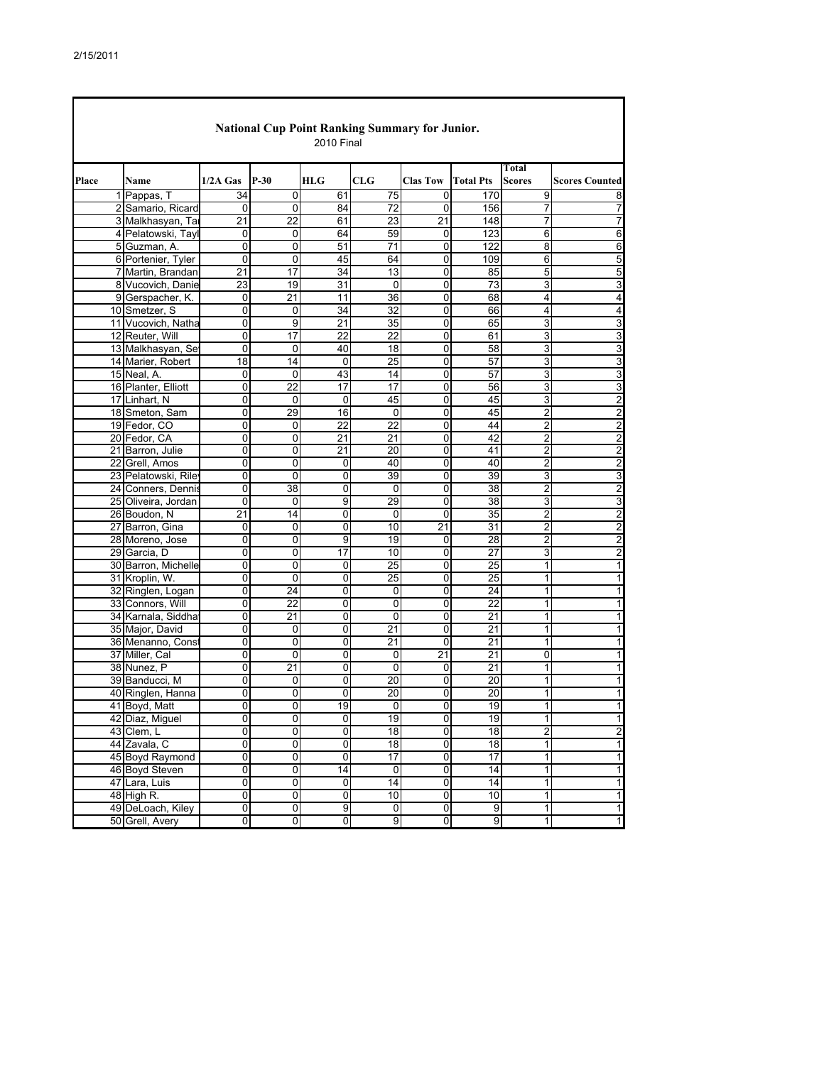2/15/2011

## National Cup Point Ranking Summary for Junior.

2010 Final

| Place | Name | 1/2A Gas | P-30 | HLG | CLG | Clas Tow | Total Pts | Total Scores | Scores Counted |
|---|---|---|---|---|---|---|---|---|---|
| 1 | Pappas, T | 34 | 0 | 61 | 75 | 0 | 170 | 9 | 8 |
| 2 | Samario, Ricard | 0 | 0 | 84 | 72 | 0 | 156 | 7 | 7 |
| 3 | Malkhasyan, Ta | 21 | 22 | 61 | 23 | 21 | 148 | 7 | 7 |
| 4 | Pelatowski, Tayl | 0 | 0 | 64 | 59 | 0 | 123 | 6 | 6 |
| 5 | Guzman, A. | 0 | 0 | 51 | 71 | 0 | 122 | 8 | 6 |
| 6 | Portenier, Tyler | 0 | 0 | 45 | 64 | 0 | 109 | 6 | 5 |
| 7 | Martin, Brandan | 21 | 17 | 34 | 13 | 0 | 85 | 5 | 5 |
| 8 | Vucovich, Danie | 23 | 19 | 31 | 0 | 0 | 73 | 3 | 3 |
| 9 | Gerspacher, K. | 0 | 21 | 11 | 36 | 0 | 68 | 4 | 4 |
| 10 | Smetzer, S | 0 | 0 | 34 | 32 | 0 | 66 | 4 | 4 |
| 11 | Vucovich, Natha | 0 | 9 | 21 | 35 | 0 | 65 | 3 | 3 |
| 12 | Reuter, Will | 0 | 17 | 22 | 22 | 0 | 61 | 3 | 3 |
| 13 | Malkhasyan, Se | 0 | 0 | 40 | 18 | 0 | 58 | 3 | 3 |
| 14 | Marier, Robert | 18 | 14 | 0 | 25 | 0 | 57 | 3 | 3 |
| 15 | Neal, A. | 0 | 0 | 43 | 14 | 0 | 57 | 3 | 3 |
| 16 | Planter, Elliott | 0 | 22 | 17 | 17 | 0 | 56 | 3 | 3 |
| 17 | Linhart, N | 0 | 0 | 0 | 45 | 0 | 45 | 3 | 2 |
| 18 | Smeton, Sam | 0 | 29 | 16 | 0 | 0 | 45 | 2 | 2 |
| 19 | Fedor, CO | 0 | 0 | 22 | 22 | 0 | 44 | 2 | 2 |
| 20 | Fedor, CA | 0 | 0 | 21 | 21 | 0 | 42 | 2 | 2 |
| 21 | Barron, Julie | 0 | 0 | 21 | 20 | 0 | 41 | 2 | 2 |
| 22 | Grell, Amos | 0 | 0 | 0 | 40 | 0 | 40 | 2 | 2 |
| 23 | Pelatowski, Riley | 0 | 0 | 0 | 39 | 0 | 39 | 3 | 3 |
| 24 | Conners, Dennis | 0 | 38 | 0 | 0 | 0 | 38 | 2 | 2 |
| 25 | Oliveira, Jordan | 0 | 0 | 9 | 29 | 0 | 38 | 3 | 3 |
| 26 | Boudon, N | 21 | 14 | 0 | 0 | 0 | 35 | 2 | 2 |
| 27 | Barron, Gina | 0 | 0 | 0 | 10 | 21 | 31 | 2 | 2 |
| 28 | Moreno, Jose | 0 | 0 | 9 | 19 | 0 | 28 | 2 | 2 |
| 29 | Garcia, D | 0 | 0 | 17 | 10 | 0 | 27 | 3 | 2 |
| 30 | Barron, Michelle | 0 | 0 | 0 | 25 | 0 | 25 | 1 | 1 |
| 31 | Kroplin, W. | 0 | 0 | 0 | 25 | 0 | 25 | 1 | 1 |
| 32 | Ringlen, Logan | 0 | 24 | 0 | 0 | 0 | 24 | 1 | 1 |
| 33 | Connors, Will | 0 | 22 | 0 | 0 | 0 | 22 | 1 | 1 |
| 34 | Karnala, Siddha | 0 | 21 | 0 | 0 | 0 | 21 | 1 | 1 |
| 35 | Major, David | 0 | 0 | 0 | 21 | 0 | 21 | 1 | 1 |
| 36 | Menanno, Cons | 0 | 0 | 0 | 21 | 0 | 21 | 1 | 1 |
| 37 | Miller, Cal | 0 | 0 | 0 | 0 | 21 | 21 | 0 | 1 |
| 38 | Nunez, P | 0 | 21 | 0 | 0 | 0 | 21 | 1 | 1 |
| 39 | Banducci, M | 0 | 0 | 0 | 20 | 0 | 20 | 1 | 1 |
| 40 | Ringlen, Hanna | 0 | 0 | 0 | 20 | 0 | 20 | 1 | 1 |
| 41 | Boyd, Matt | 0 | 0 | 19 | 0 | 0 | 19 | 1 | 1 |
| 42 | Diaz, Miguel | 0 | 0 | 0 | 19 | 0 | 19 | 1 | 1 |
| 43 | Clem, L | 0 | 0 | 0 | 18 | 0 | 18 | 2 | 2 |
| 44 | Zavala, C | 0 | 0 | 0 | 18 | 0 | 18 | 1 | 1 |
| 45 | Boyd Raymond | 0 | 0 | 0 | 17 | 0 | 17 | 1 | 1 |
| 46 | Boyd Steven | 0 | 0 | 14 | 0 | 0 | 14 | 1 | 1 |
| 47 | Lara, Luis | 0 | 0 | 0 | 14 | 0 | 14 | 1 | 1 |
| 48 | High R. | 0 | 0 | 0 | 10 | 0 | 10 | 1 | 1 |
| 49 | DeLoach, Kiley | 0 | 0 | 9 | 0 | 0 | 9 | 1 | 1 |
| 50 | Grell, Avery | 0 | 0 | 0 | 9 | 0 | 9 | 1 | 1 |